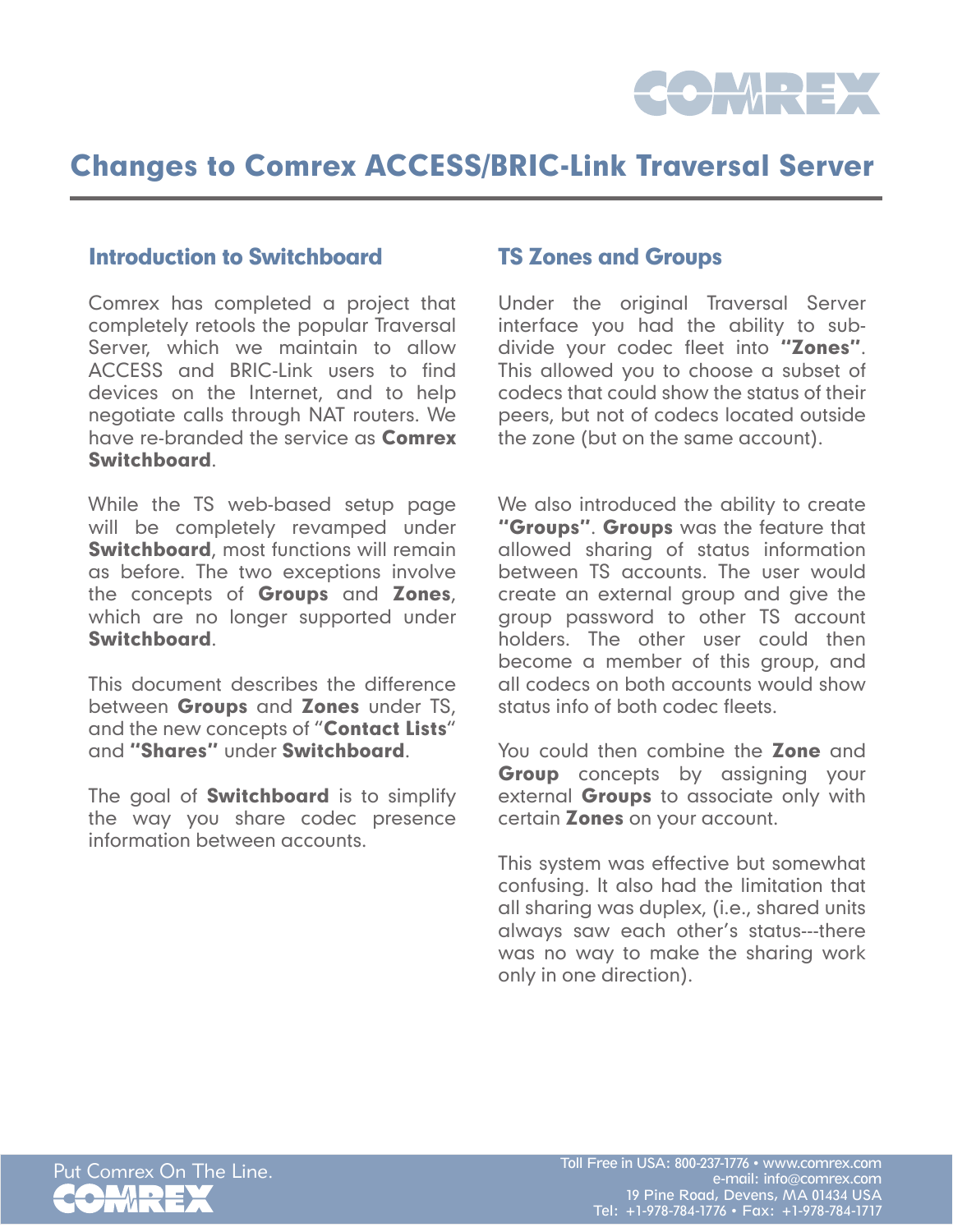# Changes to Comrex ACCESS/BRIC-Link Traversal Server

## Introduction to Switchboard

Comrex has completed a project that completely retools the popular Traversal Server, which we maintain to allow ACCESS and BRIC-Link users to find devices on the Internet, and to help negotiate calls through NAT routers. We have re-branded the service as **Comrex Switchboard**.

While the TS web-based setup page will be completely revamped under **Switchboard**, most functions will remain as before. The two exceptions involve the concepts of **Groups** and **Zones**, which are no longer supported under **Switchboard**.

This document describes the difference between **Groups** and **Zones** under TS, and the new concepts of "**Contact Lists**" and **"Shares"** under **Switchboard**.

The goal of **Switchboard** is to simplify the way you share codec presence information between accounts.

## TS Zones and Groups

Under the original Traversal Server interface you had the ability to sub-divide your codec fleet into **"Zones"**. This allowed you to choose a subset of codecs that could show the status of their peers, but not of codecs located outside the zone (but on the same account).

We also introduced the ability to create **"Groups"**. **Groups** was the feature that allowed sharing of status information between TS accounts. The user would create an external group and give the group password to other TS account holders. The other user could then become a member of this group, and all codecs on both accounts would show status info of both codec fleets.

You could then combine the **Zone** and **Group** concepts by assigning your external **Groups** to associate only with certain **Zones** on your account.

This system was effective but somewhat confusing. It also had the limitation that all sharing was duplex, (i.e., shared units always saw each other's status---there was no way to make the sharing work only in one direction).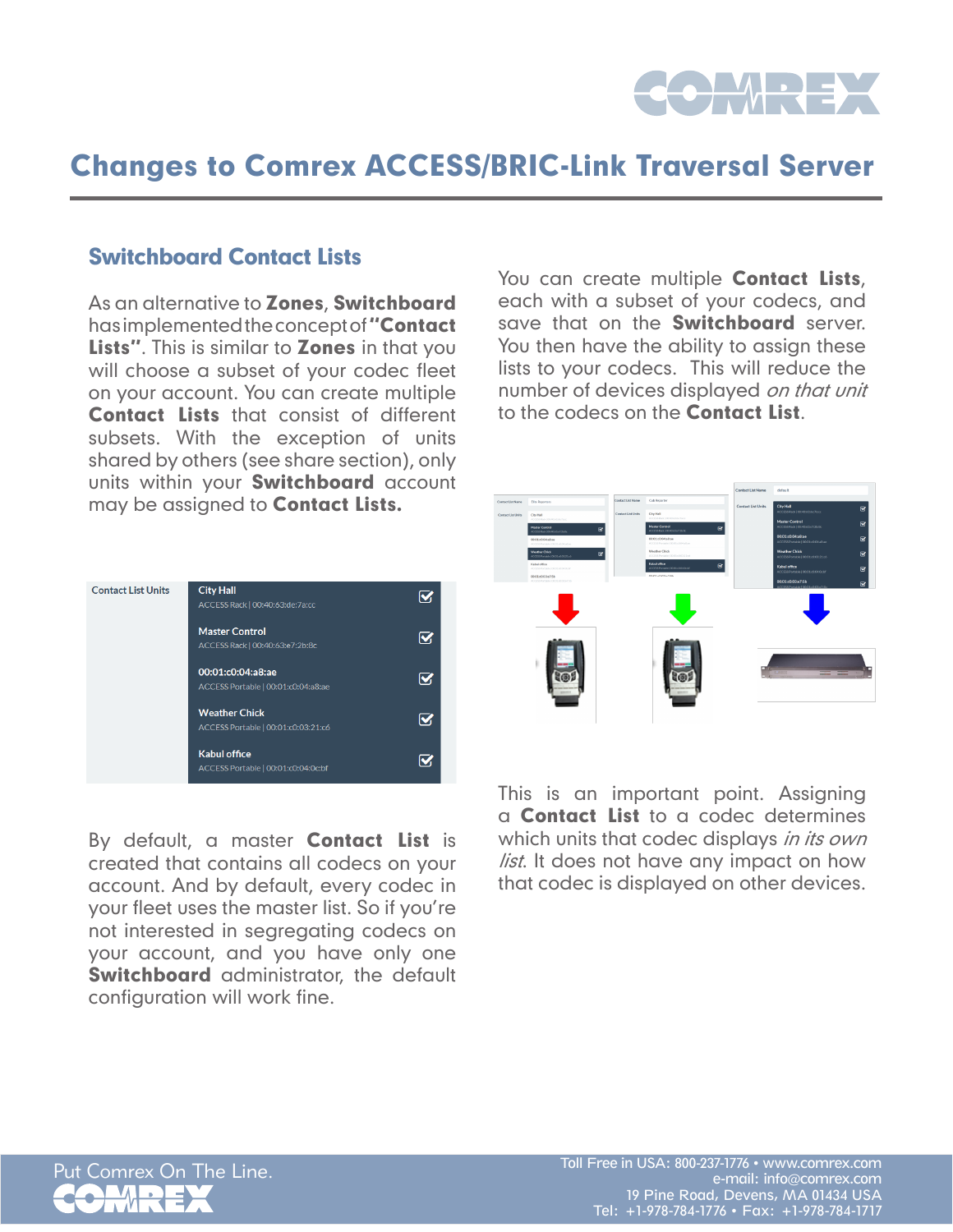# Changes to Comrex ACCESS/BRIC-Link Traversal Server

## Switchboard Contact Lists

As an alternative to **Zones**, **Switchboard** has implemented the concept of **"Contact Lists"**. This is similar to **Zones** in that you will choose a subset of your codec fleet on your account. You can create multiple **Contact Lists** that consist of different subsets. With the exception of units shared by others (see share section), only units within your **Switchboard** account may be assigned to **Contact Lists.**

| Contact List Units | | |
|---|---|---|
| | City Hall<br>ACCESS Rack \| 00:40:63:de:7a:cc | ☑ |
| | Master Control<br>ACCESS Rack \| 00:40:63:e7:2b:8c | ☑ |
| | 00:01:c0:04:a8:ae<br>ACCESS Portable \| 00:01:c0:04:a8:ae | ☑ |
| | Weather Chick<br>ACCESS Portable \| 00:01:c0:03:21:c6 | ☑ |
| | Kabul office<br>ACCESS Portable \| 00:01:c0:04:0c:bf | ☑ |

By default, a master **Contact List** is created that contains all codecs on your account. And by default, every codec in your fleet uses the master list. So if you're not interested in segregating codecs on your account, and you have only one **Switchboard** administrator, the default configuration will work fine.

You can create multiple **Contact Lists**, each with a subset of your codecs, and save that on the **Switchboard** server. You then have the ability to assign these lists to your codecs. This will reduce the number of devices displayed *on that unit* to the codecs on the **Contact List**.

This is an important point. Assigning a **Contact List** to a codec determines which units that codec displays *in its own list*. It does not have any impact on how that codec is displayed on other devices.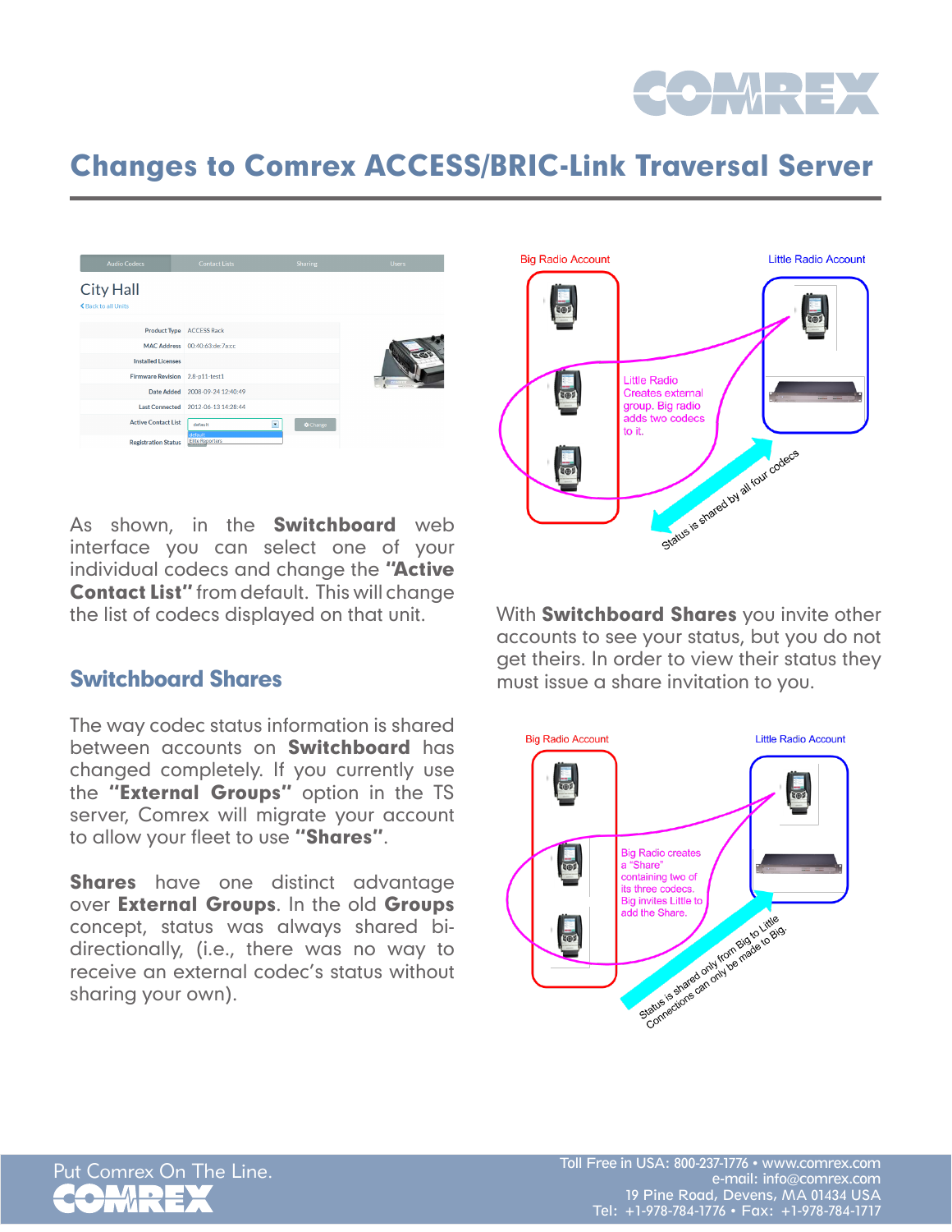# Changes to Comrex ACCESS/BRIC-Link Traversal Server

As shown, in the **Switchboard** web interface you can select one of your individual codecs and change the **"Active Contact List"** from default. This will change the list of codecs displayed on that unit.

## Switchboard Shares

The way codec status information is shared between accounts on **Switchboard** has changed completely. If you currently use the **"External Groups"** option in the TS server, Comrex will migrate your account to allow your fleet to use **"Shares"**.

**Shares** have one distinct advantage over **External Groups**. In the old **Groups** concept, status was always shared bi-directionally, (i.e., there was no way to receive an external codec's status without sharing your own).

Big Radio Account

Little Radio Account

Little Radio Creates external group. Big radio adds two codecs to it.

Status is shared by all four codecs

With **Switchboard Shares** you invite other accounts to see your status, but you do not get theirs. In order to view their status they must issue a share invitation to you.

Big Radio Account

Little Radio Account

Big Radio creates a "Share" containing two of its three codecs. Big invites Little to add the Share.

Status is shared only from Big to Little
Connections can only be made to Big.